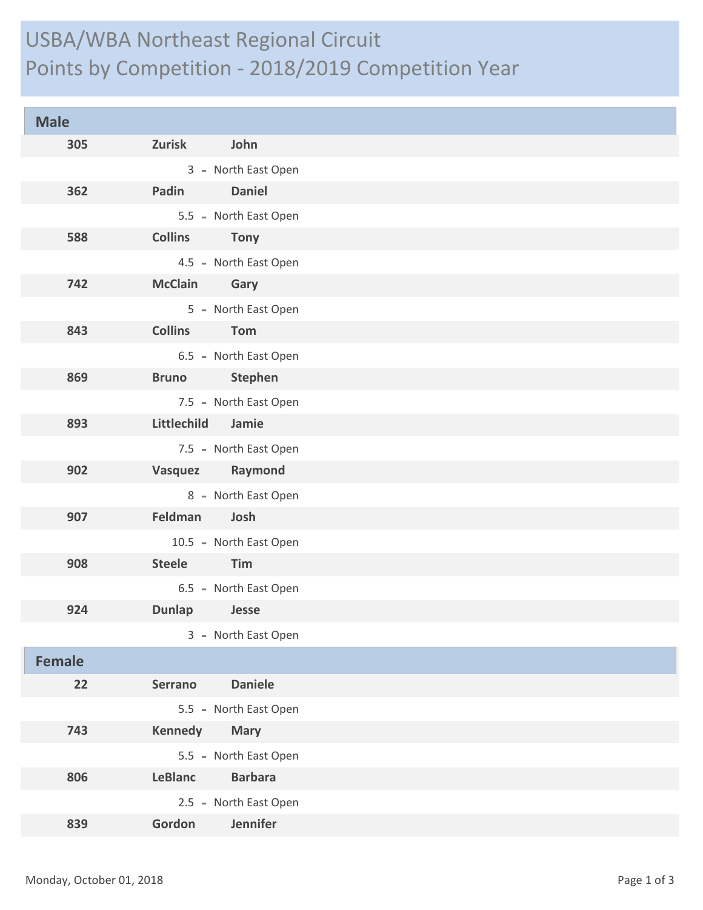# USBA/WBA Northeast Regional Circuit
# Points by Competition - 2018/2019 Competition Year

## Male

**305** **Zurisk** **John**

3 - North East Open

**362** **Padin** **Daniel**

5.5 - North East Open

**588** **Collins** **Tony**

4.5 - North East Open

**742** **McClain** **Gary**

5 - North East Open

**843** **Collins** **Tom**

6.5 - North East Open

**869** **Bruno** **Stephen**

7.5 - North East Open

**893** **Littlechild** **Jamie**

7.5 - North East Open

**902** **Vasquez** **Raymond**

8 - North East Open

**907** **Feldman** **Josh**

10.5 - North East Open

**908** **Steele** **Tim**

6.5 - North East Open

**924** **Dunlap** **Jesse**

3 - North East Open

## Female

**22** **Serrano** **Daniele**

5.5 - North East Open

**743** **Kennedy** **Mary**

5.5 - North East Open

**806** **LeBlanc** **Barbara**

2.5 - North East Open

**839** **Gordon** **Jennifer**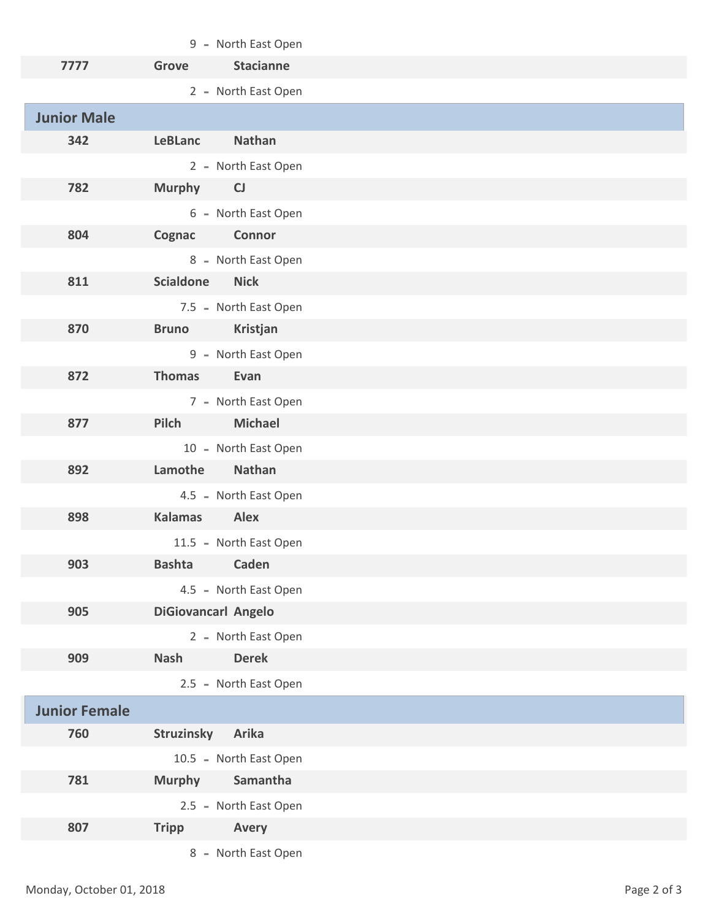9 - North East Open

| 7777 | Grove | Stacianne |
|---|---|---|
| | 2 - North East Open | |

## Junior Male

| # | Last Name | First Name |
|---|---|---|
| 342 | LeBLanc | Nathan |
| | 2 - North East Open | |
| 782 | Murphy | CJ |
| | 6 - North East Open | |
| 804 | Cognac | Connor |
| | 8 - North East Open | |
| 811 | Scialdone | Nick |
| | 7.5 - North East Open | |
| 870 | Bruno | Kristjan |
| | 9 - North East Open | |
| 872 | Thomas | Evan |
| | 7 - North East Open | |
| 877 | Pilch | Michael |
| | 10 - North East Open | |
| 892 | Lamothe | Nathan |
| | 4.5 - North East Open | |
| 898 | Kalamas | Alex |
| | 11.5 - North East Open | |
| 903 | Bashta | Caden |
| | 4.5 - North East Open | |
| 905 | DiGiovancarl | Angelo |
| | 2 - North East Open | |
| 909 | Nash | Derek |
| | 2.5 - North East Open | |

## Junior Female

| # | Last Name | First Name |
|---|---|---|
| 760 | Struzinsky | Arika |
| | 10.5 - North East Open | |
| 781 | Murphy | Samantha |
| | 2.5 - North East Open | |
| 807 | Tripp | Avery |
| | 8 - North East Open | |

Monday, October 01, 2018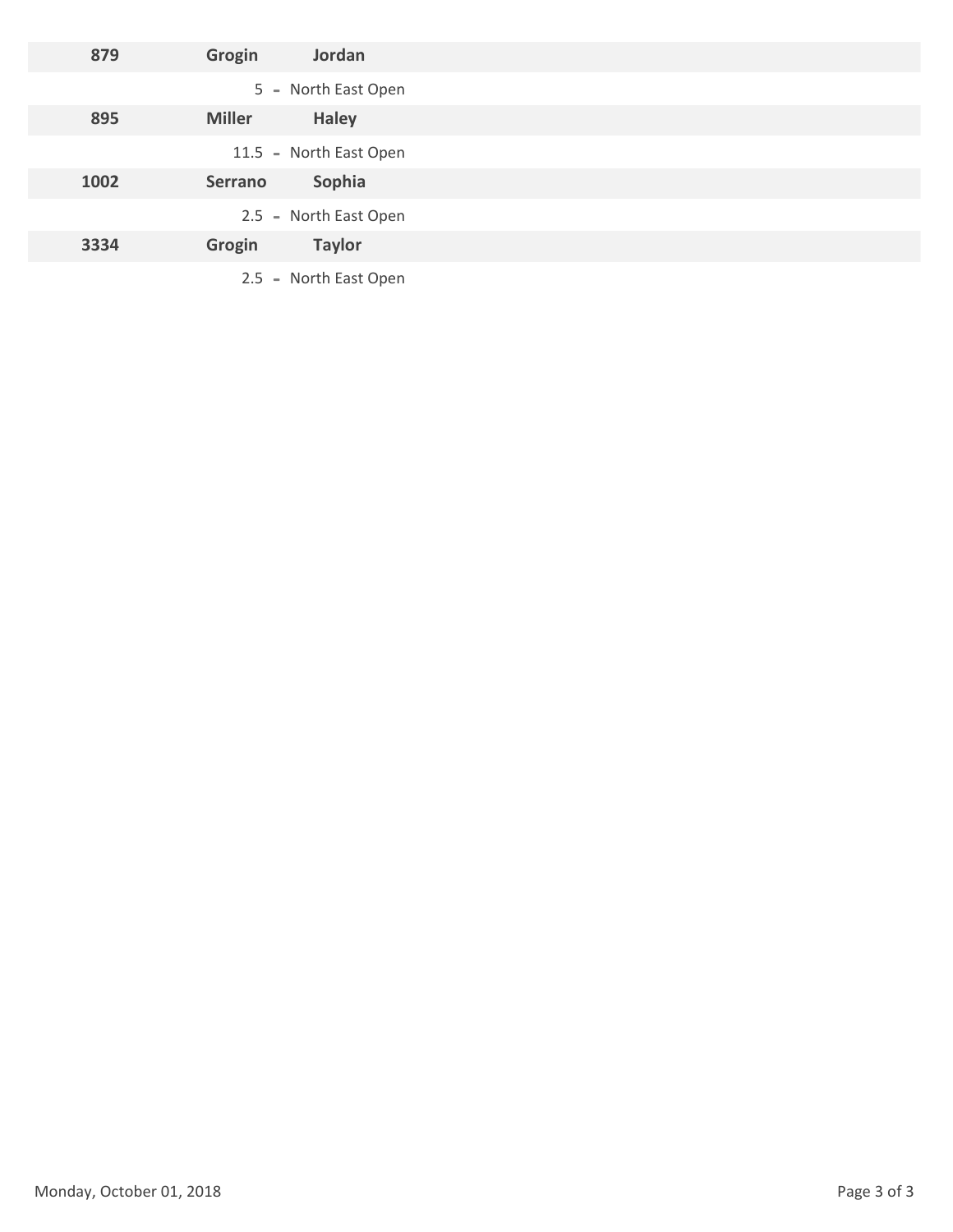| | | |
|---|---|---|
| **879** | **Grogin** | **Jordan** |
| | 5 - North East Open | |
| **895** | **Miller** | **Haley** |
| | 11.5 - North East Open | |
| **1002** | **Serrano** | **Sophia** |
| | 2.5 - North East Open | |
| **3334** | **Grogin** | **Taylor** |
| | 2.5 - North East Open | |

Monday, October 01, 2018